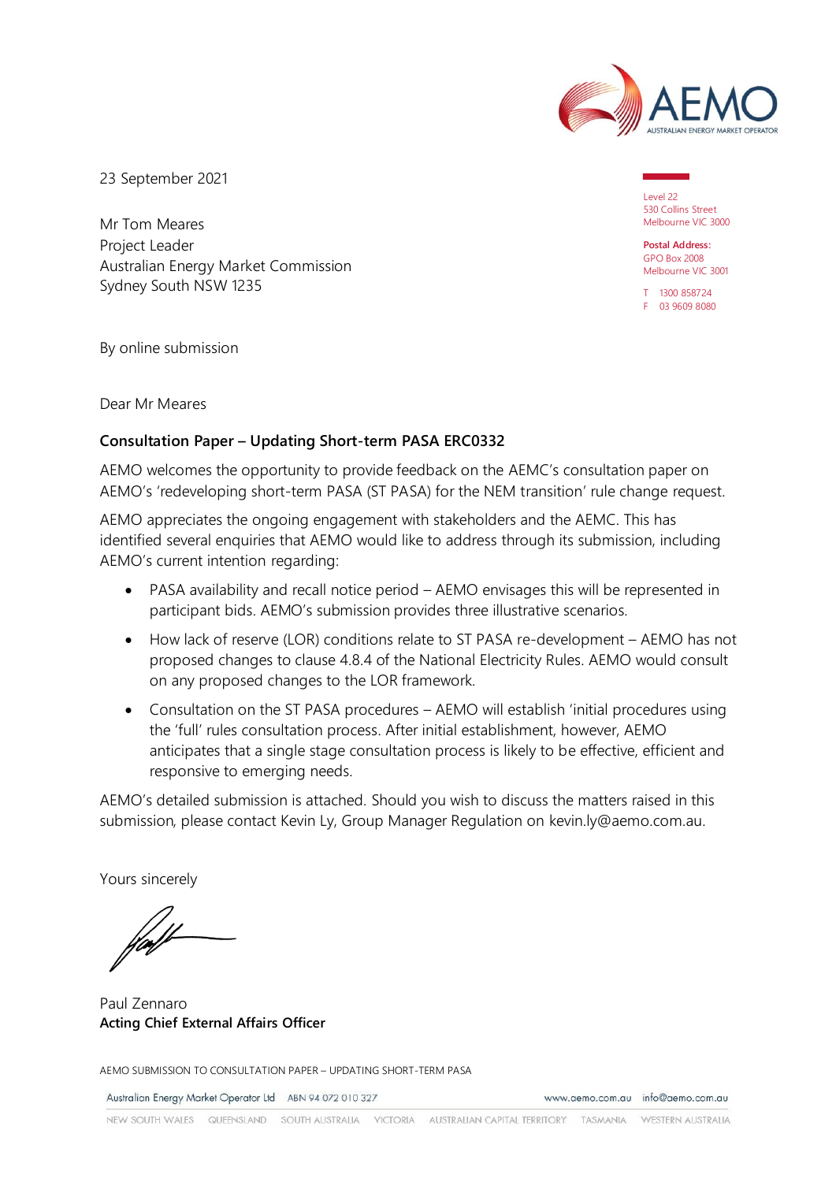23 September 2021

Level 22
530 Collins Street
Melbourne VIC 3000

**Postal Address:**
GPO Box 2008
Melbourne VIC 3001

T 1300 858724
F 03 9609 8080

Mr Tom Meares
Project Leader
Australian Energy Market Commission
Sydney South NSW 1235

By online submission

Dear Mr Meares

**Consultation Paper – Updating Short-term PASA ERC0332**

AEMO welcomes the opportunity to provide feedback on the AEMC's consultation paper on AEMO's 'redeveloping short-term PASA (ST PASA) for the NEM transition' rule change request.

AEMO appreciates the ongoing engagement with stakeholders and the AEMC. This has identified several enquiries that AEMO would like to address through its submission, including AEMO's current intention regarding:

- PASA availability and recall notice period – AEMO envisages this will be represented in participant bids. AEMO's submission provides three illustrative scenarios.
- How lack of reserve (LOR) conditions relate to ST PASA re-development – AEMO has not proposed changes to clause 4.8.4 of the National Electricity Rules. AEMO would consult on any proposed changes to the LOR framework.
- Consultation on the ST PASA procedures – AEMO will establish 'initial procedures using the 'full' rules consultation process. After initial establishment, however, AEMO anticipates that a single stage consultation process is likely to be effective, efficient and responsive to emerging needs.

AEMO's detailed submission is attached. Should you wish to discuss the matters raised in this submission, please contact Kevin Ly, Group Manager Regulation on kevin.ly@aemo.com.au.

Yours sincerely

Paul Zennaro
**Acting Chief External Affairs Officer**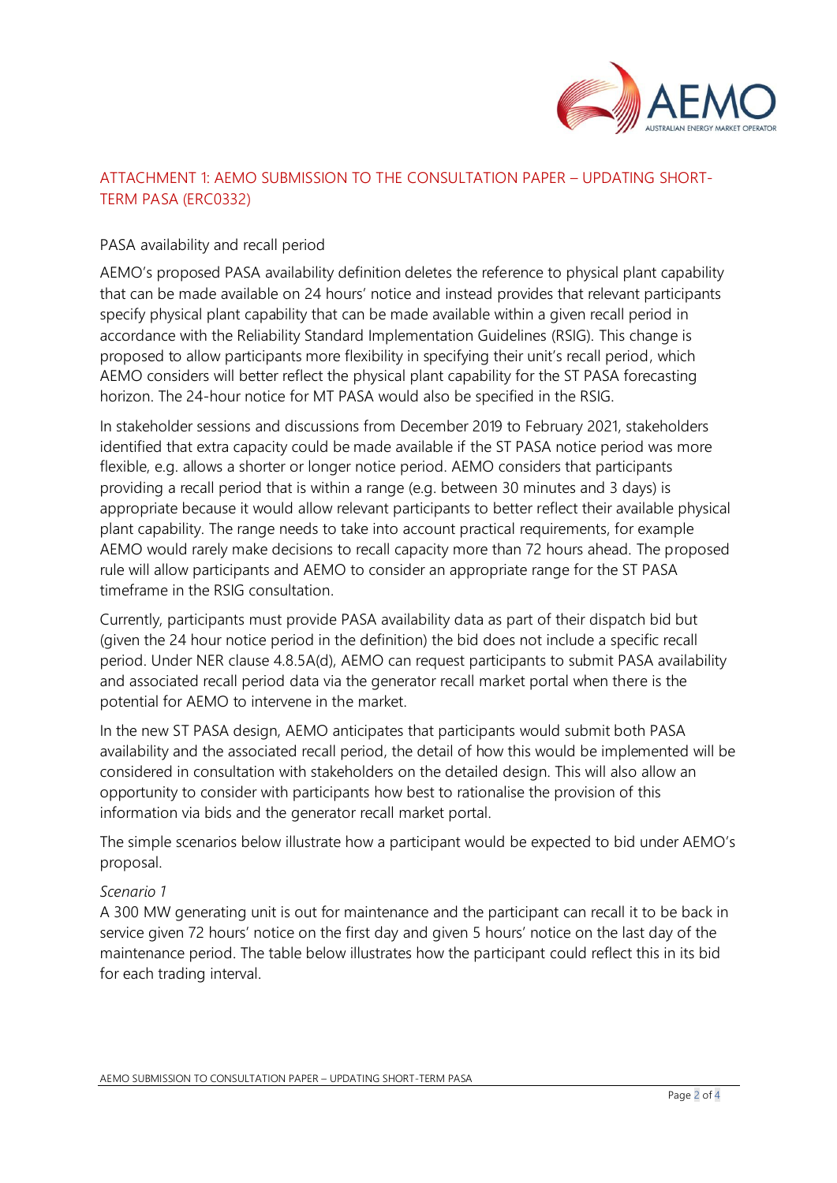# ATTACHMENT 1: AEMO SUBMISSION TO THE CONSULTATION PAPER – UPDATING SHORT-TERM PASA (ERC0332)

## PASA availability and recall period

AEMO's proposed PASA availability definition deletes the reference to physical plant capability that can be made available on 24 hours' notice and instead provides that relevant participants specify physical plant capability that can be made available within a given recall period in accordance with the Reliability Standard Implementation Guidelines (RSIG). This change is proposed to allow participants more flexibility in specifying their unit's recall period, which AEMO considers will better reflect the physical plant capability for the ST PASA forecasting horizon. The 24-hour notice for MT PASA would also be specified in the RSIG.

In stakeholder sessions and discussions from December 2019 to February 2021, stakeholders identified that extra capacity could be made available if the ST PASA notice period was more flexible, e.g. allows a shorter or longer notice period. AEMO considers that participants providing a recall period that is within a range (e.g. between 30 minutes and 3 days) is appropriate because it would allow relevant participants to better reflect their available physical plant capability. The range needs to take into account practical requirements, for example AEMO would rarely make decisions to recall capacity more than 72 hours ahead. The proposed rule will allow participants and AEMO to consider an appropriate range for the ST PASA timeframe in the RSIG consultation.

Currently, participants must provide PASA availability data as part of their dispatch bid but (given the 24 hour notice period in the definition) the bid does not include a specific recall period. Under NER clause 4.8.5A(d), AEMO can request participants to submit PASA availability and associated recall period data via the generator recall market portal when there is the potential for AEMO to intervene in the market.

In the new ST PASA design, AEMO anticipates that participants would submit both PASA availability and the associated recall period, the detail of how this would be implemented will be considered in consultation with stakeholders on the detailed design. This will also allow an opportunity to consider with participants how best to rationalise the provision of this information via bids and the generator recall market portal.

The simple scenarios below illustrate how a participant would be expected to bid under AEMO's proposal.

*Scenario 1*

A 300 MW generating unit is out for maintenance and the participant can recall it to be back in service given 72 hours' notice on the first day and given 5 hours' notice on the last day of the maintenance period. The table below illustrates how the participant could reflect this in its bid for each trading interval.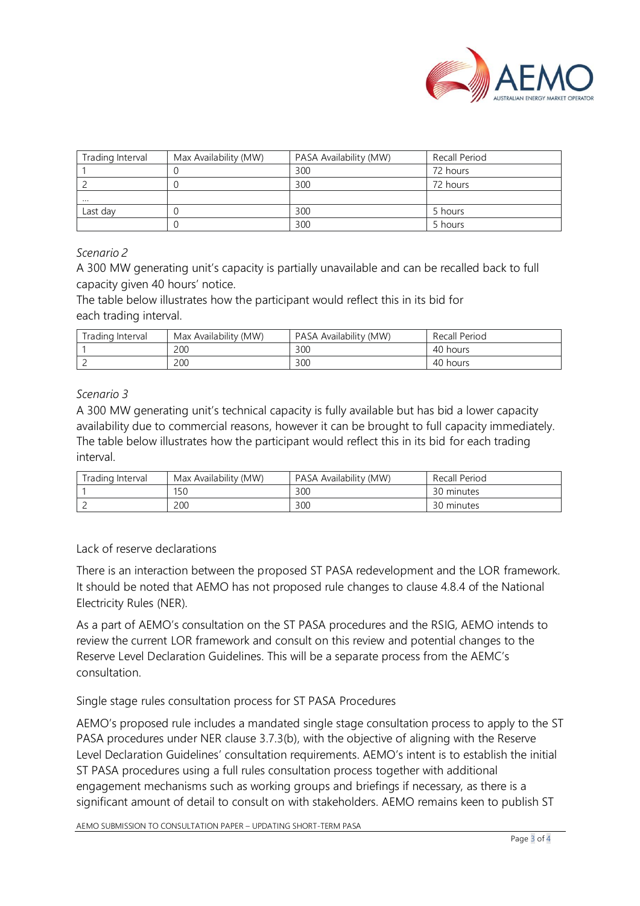| Trading Interval | Max Availability (MW) | PASA Availability (MW) | Recall Period |
| --- | --- | --- | --- |
| 1 | 0 | 300 | 72 hours |
| 2 | 0 | 300 | 72 hours |
| … | | | |
| Last day | 0 | 300 | 5 hours |
| | 0 | 300 | 5 hours |

*Scenario 2*

A 300 MW generating unit's capacity is partially unavailable and can be recalled back to full capacity given 40 hours' notice.

The table below illustrates how the participant would reflect this in its bid for each trading interval.

| Trading Interval | Max Availability (MW) | PASA Availability (MW) | Recall Period |
| --- | --- | --- | --- |
| 1 | 200 | 300 | 40 hours |
| 2 | 200 | 300 | 40 hours |

*Scenario 3*

A 300 MW generating unit's technical capacity is fully available but has bid a lower capacity availability due to commercial reasons, however it can be brought to full capacity immediately. The table below illustrates how the participant would reflect this in its bid for each trading interval.

| Trading Interval | Max Availability (MW) | PASA Availability (MW) | Recall Period |
| --- | --- | --- | --- |
| 1 | 150 | 300 | 30 minutes |
| 2 | 200 | 300 | 30 minutes |

## Lack of reserve declarations

There is an interaction between the proposed ST PASA redevelopment and the LOR framework. It should be noted that AEMO has not proposed rule changes to clause 4.8.4 of the National Electricity Rules (NER).

As a part of AEMO's consultation on the ST PASA procedures and the RSIG, AEMO intends to review the current LOR framework and consult on this review and potential changes to the Reserve Level Declaration Guidelines. This will be a separate process from the AEMC's consultation.

## Single stage rules consultation process for ST PASA Procedures

AEMO's proposed rule includes a mandated single stage consultation process to apply to the ST PASA procedures under NER clause 3.7.3(b), with the objective of aligning with the Reserve Level Declaration Guidelines' consultation requirements. AEMO's intent is to establish the initial ST PASA procedures using a full rules consultation process together with additional engagement mechanisms such as working groups and briefings if necessary, as there is a significant amount of detail to consult on with stakeholders. AEMO remains keen to publish ST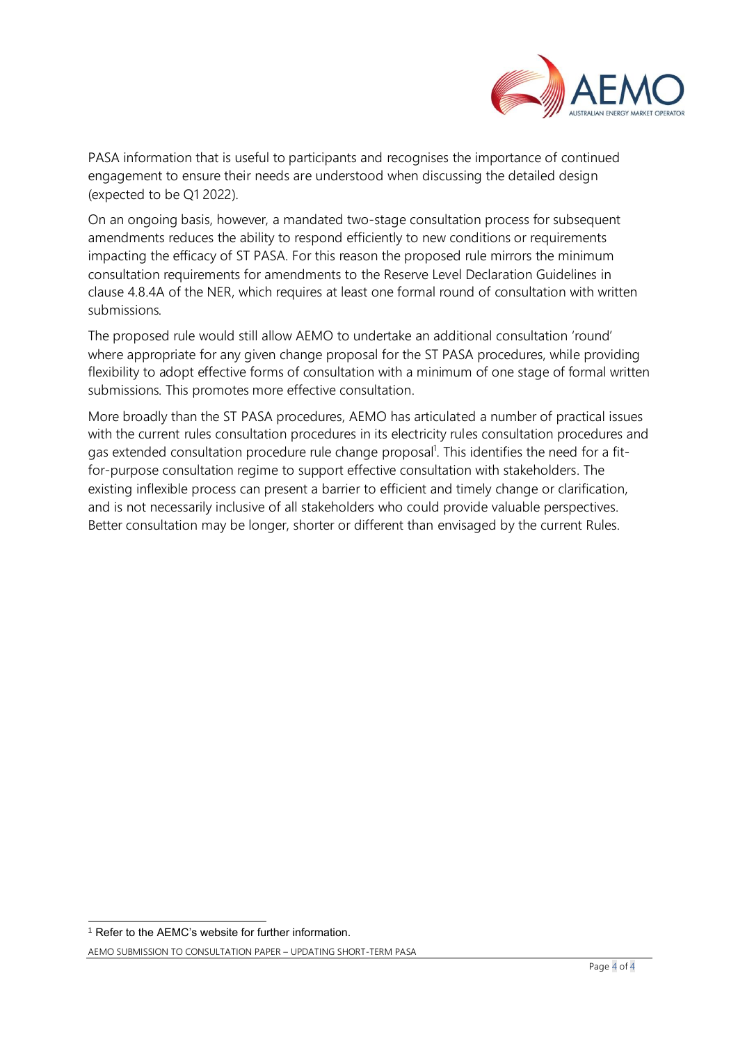PASA information that is useful to participants and recognises the importance of continued engagement to ensure their needs are understood when discussing the detailed design (expected to be Q1 2022).

On an ongoing basis, however, a mandated two-stage consultation process for subsequent amendments reduces the ability to respond efficiently to new conditions or requirements impacting the efficacy of ST PASA. For this reason the proposed rule mirrors the minimum consultation requirements for amendments to the Reserve Level Declaration Guidelines in clause 4.8.4A of the NER, which requires at least one formal round of consultation with written submissions.

The proposed rule would still allow AEMO to undertake an additional consultation 'round' where appropriate for any given change proposal for the ST PASA procedures, while providing flexibility to adopt effective forms of consultation with a minimum of one stage of formal written submissions. This promotes more effective consultation.

More broadly than the ST PASA procedures, AEMO has articulated a number of practical issues with the current rules consultation procedures in its electricity rules consultation procedures and gas extended consultation procedure rule change proposal[1]. This identifies the need for a fit-for-purpose consultation regime to support effective consultation with stakeholders. The existing inflexible process can present a barrier to efficient and timely change or clarification, and is not necessarily inclusive of all stakeholders who could provide valuable perspectives. Better consultation may be longer, shorter or different than envisaged by the current Rules.

[1] Refer to the AEMC's website for further information.